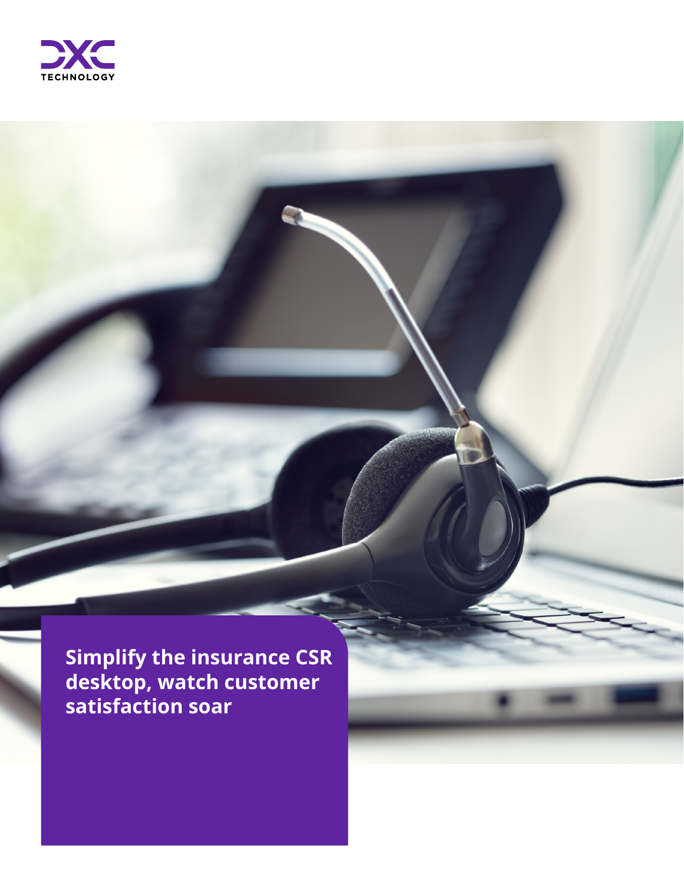DXC TECHNOLOGY

# Simplify the insurance CSR desktop, watch customer satisfaction soar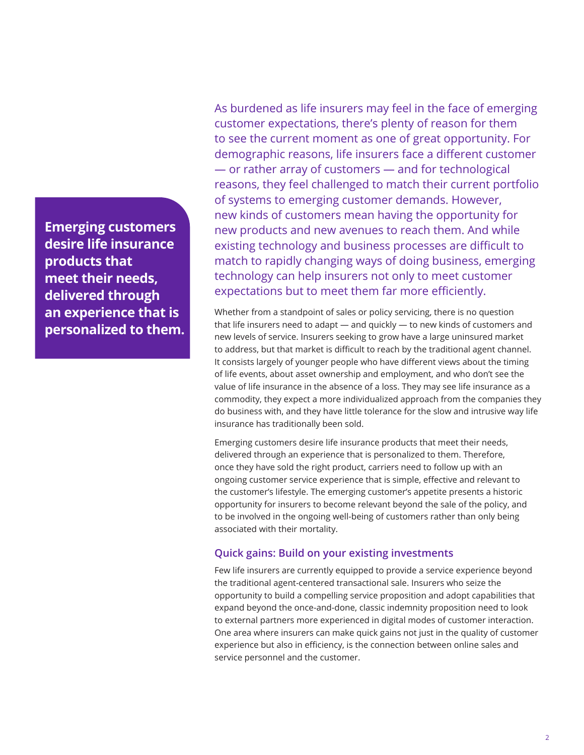**Emerging customers desire life insurance products that meet their needs, delivered through an experience that is personalized to them.**

As burdened as life insurers may feel in the face of emerging customer expectations, there's plenty of reason for them to see the current moment as one of great opportunity. For demographic reasons, life insurers face a different customer — or rather array of customers — and for technological reasons, they feel challenged to match their current portfolio of systems to emerging customer demands. However, new kinds of customers mean having the opportunity for new products and new avenues to reach them. And while existing technology and business processes are difficult to match to rapidly changing ways of doing business, emerging technology can help insurers not only to meet customer expectations but to meet them far more efficiently.

Whether from a standpoint of sales or policy servicing, there is no question that life insurers need to adapt — and quickly — to new kinds of customers and new levels of service. Insurers seeking to grow have a large uninsured market to address, but that market is difficult to reach by the traditional agent channel. It consists largely of younger people who have different views about the timing of life events, about asset ownership and employment, and who don't see the value of life insurance in the absence of a loss. They may see life insurance as a commodity, they expect a more individualized approach from the companies they do business with, and they have little tolerance for the slow and intrusive way life insurance has traditionally been sold.

Emerging customers desire life insurance products that meet their needs, delivered through an experience that is personalized to them. Therefore, once they have sold the right product, carriers need to follow up with an ongoing customer service experience that is simple, effective and relevant to the customer's lifestyle. The emerging customer's appetite presents a historic opportunity for insurers to become relevant beyond the sale of the policy, and to be involved in the ongoing well-being of customers rather than only being associated with their mortality.

### Quick gains: Build on your existing investments

Few life insurers are currently equipped to provide a service experience beyond the traditional agent-centered transactional sale. Insurers who seize the opportunity to build a compelling service proposition and adopt capabilities that expand beyond the once-and-done, classic indemnity proposition need to look to external partners more experienced in digital modes of customer interaction. One area where insurers can make quick gains not just in the quality of customer experience but also in efficiency, is the connection between online sales and service personnel and the customer.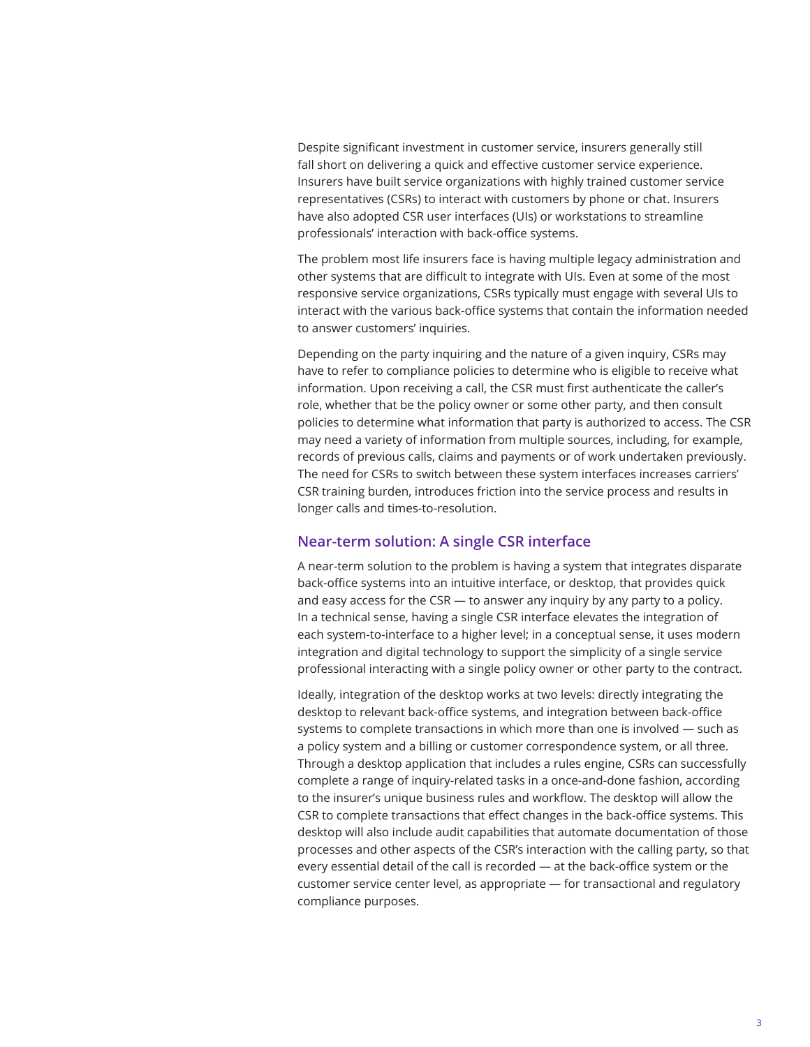Despite significant investment in customer service, insurers generally still fall short on delivering a quick and effective customer service experience. Insurers have built service organizations with highly trained customer service representatives (CSRs) to interact with customers by phone or chat. Insurers have also adopted CSR user interfaces (UIs) or workstations to streamline professionals' interaction with back-office systems.

The problem most life insurers face is having multiple legacy administration and other systems that are difficult to integrate with UIs. Even at some of the most responsive service organizations, CSRs typically must engage with several UIs to interact with the various back-office systems that contain the information needed to answer customers' inquiries.

Depending on the party inquiring and the nature of a given inquiry, CSRs may have to refer to compliance policies to determine who is eligible to receive what information. Upon receiving a call, the CSR must first authenticate the caller's role, whether that be the policy owner or some other party, and then consult policies to determine what information that party is authorized to access. The CSR may need a variety of information from multiple sources, including, for example, records of previous calls, claims and payments or of work undertaken previously. The need for CSRs to switch between these system interfaces increases carriers' CSR training burden, introduces friction into the service process and results in longer calls and times-to-resolution.

## Near-term solution: A single CSR interface

A near-term solution to the problem is having a system that integrates disparate back-office systems into an intuitive interface, or desktop, that provides quick and easy access for the CSR — to answer any inquiry by any party to a policy. In a technical sense, having a single CSR interface elevates the integration of each system-to-interface to a higher level; in a conceptual sense, it uses modern integration and digital technology to support the simplicity of a single service professional interacting with a single policy owner or other party to the contract.

Ideally, integration of the desktop works at two levels: directly integrating the desktop to relevant back-office systems, and integration between back-office systems to complete transactions in which more than one is involved — such as a policy system and a billing or customer correspondence system, or all three. Through a desktop application that includes a rules engine, CSRs can successfully complete a range of inquiry-related tasks in a once-and-done fashion, according to the insurer's unique business rules and workflow. The desktop will allow the CSR to complete transactions that effect changes in the back-office systems. This desktop will also include audit capabilities that automate documentation of those processes and other aspects of the CSR's interaction with the calling party, so that every essential detail of the call is recorded — at the back-office system or the customer service center level, as appropriate — for transactional and regulatory compliance purposes.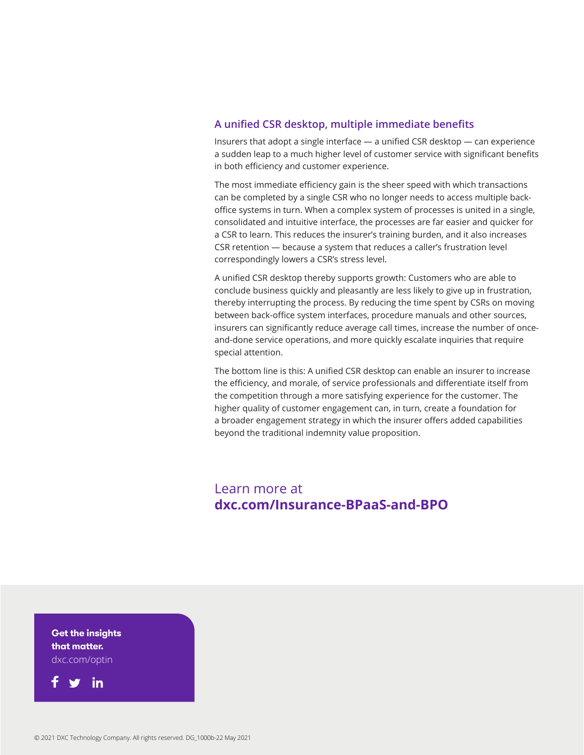## A unified CSR desktop, multiple immediate benefits

Insurers that adopt a single interface — a unified CSR desktop — can experience a sudden leap to a much higher level of customer service with significant benefits in both efficiency and customer experience.

The most immediate efficiency gain is the sheer speed with which transactions can be completed by a single CSR who no longer needs to access multiple back-office systems in turn. When a complex system of processes is united in a single, consolidated and intuitive interface, the processes are far easier and quicker for a CSR to learn. This reduces the insurer's training burden, and it also increases CSR retention — because a system that reduces a caller's frustration level correspondingly lowers a CSR's stress level.

A unified CSR desktop thereby supports growth: Customers who are able to conclude business quickly and pleasantly are less likely to give up in frustration, thereby interrupting the process. By reducing the time spent by CSRs on moving between back-office system interfaces, procedure manuals and other sources, insurers can significantly reduce average call times, increase the number of once-and-done service operations, and more quickly escalate inquiries that require special attention.

The bottom line is this: A unified CSR desktop can enable an insurer to increase the efficiency, and morale, of service professionals and differentiate itself from the competition through a more satisfying experience for the customer. The higher quality of customer engagement can, in turn, create a foundation for a broader engagement strategy in which the insurer offers added capabilities beyond the traditional indemnity value proposition.

Learn more at
**dxc.com/Insurance-BPaaS-and-BPO**

**Get the insights that matter.**
dxc.com/optin

© 2021 DXC Technology Company. All rights reserved. DG_1000b-22 May 2021